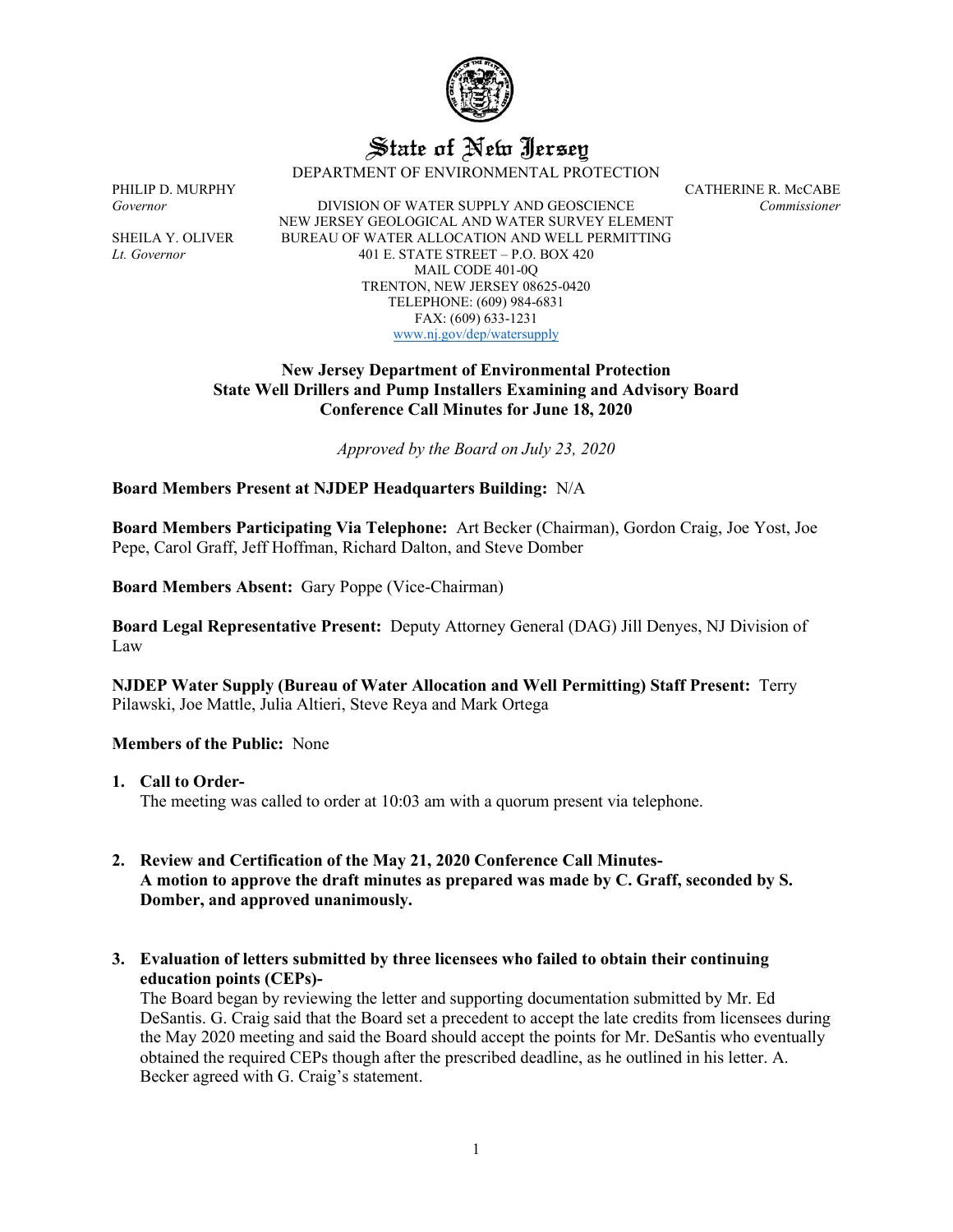# State of New Jersey

DEPARTMENT OF ENVIRONMENTAL PROTECTION

PHILIP D. MURPHY
*Governor*

SHEILA Y. OLIVER
*Lt. Governor*

DIVISION OF WATER SUPPLY AND GEOSCIENCE
NEW JERSEY GEOLOGICAL AND WATER SURVEY ELEMENT
BUREAU OF WATER ALLOCATION AND WELL PERMITTING
401 E. STATE STREET – P.O. BOX 420
MAIL CODE 401-0Q
TRENTON, NEW JERSEY 08625-0420
TELEPHONE: (609) 984-6831
FAX: (609) 633-1231
www.nj.gov/dep/watersupply

CATHERINE R. McCABE
*Commissioner*

**New Jersey Department of Environmental Protection**
**State Well Drillers and Pump Installers Examining and Advisory Board**
**Conference Call Minutes for June 18, 2020**

*Approved by the Board on July 23, 2020*

**Board Members Present at NJDEP Headquarters Building:** N/A

**Board Members Participating Via Telephone:** Art Becker (Chairman), Gordon Craig, Joe Yost, Joe Pepe, Carol Graff, Jeff Hoffman, Richard Dalton, and Steve Domber

**Board Members Absent:** Gary Poppe (Vice-Chairman)

**Board Legal Representative Present:** Deputy Attorney General (DAG) Jill Denyes, NJ Division of Law

**NJDEP Water Supply (Bureau of Water Allocation and Well Permitting) Staff Present:** Terry Pilawski, Joe Mattle, Julia Altieri, Steve Reya and Mark Ortega

**Members of the Public:** None

1. **Call to Order-**
   The meeting was called to order at 10:03 am with a quorum present via telephone.

2. **Review and Certification of the May 21, 2020 Conference Call Minutes-**
   **A motion to approve the draft minutes as prepared was made by C. Graff, seconded by S. Domber, and approved unanimously.**

3. **Evaluation of letters submitted by three licensees who failed to obtain their continuing education points (CEPs)-**
   The Board began by reviewing the letter and supporting documentation submitted by Mr. Ed DeSantis. G. Craig said that the Board set a precedent to accept the late credits from licensees during the May 2020 meeting and said the Board should accept the points for Mr. DeSantis who eventually obtained the required CEPs though after the prescribed deadline, as he outlined in his letter. A. Becker agreed with G. Craig's statement.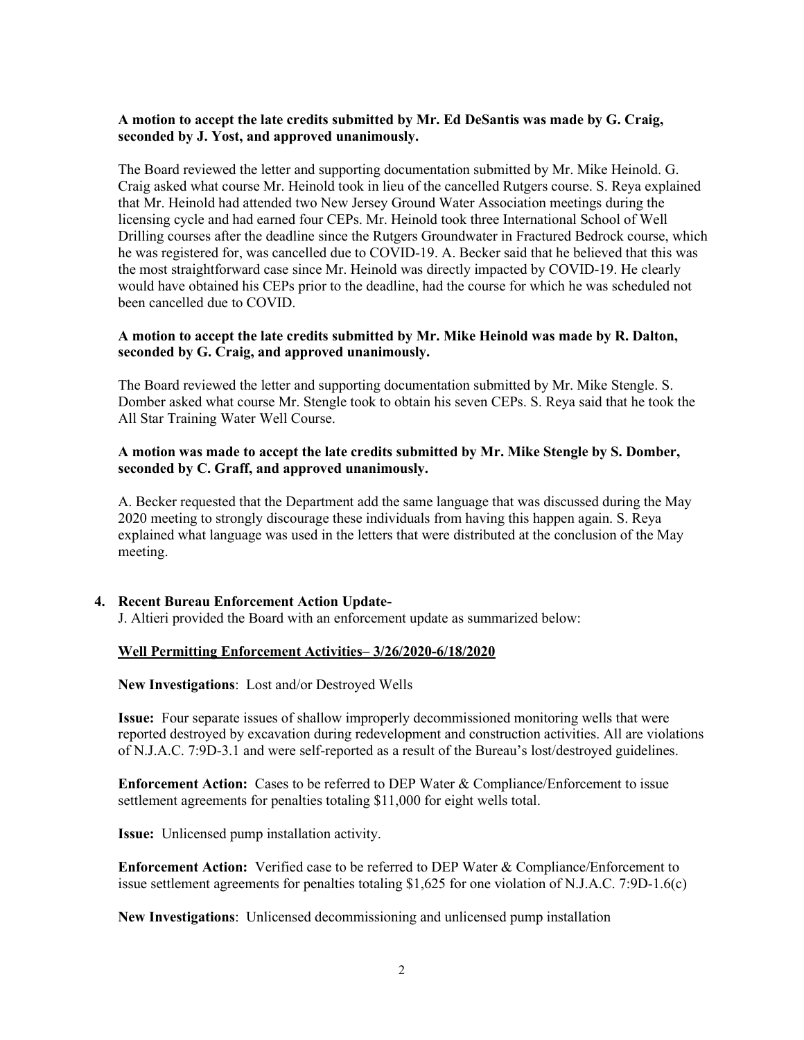**A motion to accept the late credits submitted by Mr. Ed DeSantis was made by G. Craig, seconded by J. Yost, and approved unanimously.**

The Board reviewed the letter and supporting documentation submitted by Mr. Mike Heinold. G. Craig asked what course Mr. Heinold took in lieu of the cancelled Rutgers course. S. Reya explained that Mr. Heinold had attended two New Jersey Ground Water Association meetings during the licensing cycle and had earned four CEPs. Mr. Heinold took three International School of Well Drilling courses after the deadline since the Rutgers Groundwater in Fractured Bedrock course, which he was registered for, was cancelled due to COVID-19. A. Becker said that he believed that this was the most straightforward case since Mr. Heinold was directly impacted by COVID-19. He clearly would have obtained his CEPs prior to the deadline, had the course for which he was scheduled not been cancelled due to COVID.

**A motion to accept the late credits submitted by Mr. Mike Heinold was made by R. Dalton, seconded by G. Craig, and approved unanimously.**

The Board reviewed the letter and supporting documentation submitted by Mr. Mike Stengle. S. Domber asked what course Mr. Stengle took to obtain his seven CEPs. S. Reya said that he took the All Star Training Water Well Course.

**A motion was made to accept the late credits submitted by Mr. Mike Stengle by S. Domber, seconded by C. Graff, and approved unanimously.**

A. Becker requested that the Department add the same language that was discussed during the May 2020 meeting to strongly discourage these individuals from having this happen again. S. Reya explained what language was used in the letters that were distributed at the conclusion of the May meeting.

4. **Recent Bureau Enforcement Action Update-**

J. Altieri provided the Board with an enforcement update as summarized below:

**Well Permitting Enforcement Activities– 3/26/2020-6/18/2020**

**New Investigations**: Lost and/or Destroyed Wells

**Issue:** Four separate issues of shallow improperly decommissioned monitoring wells that were reported destroyed by excavation during redevelopment and construction activities. All are violations of N.J.A.C. 7:9D-3.1 and were self-reported as a result of the Bureau's lost/destroyed guidelines.

**Enforcement Action:** Cases to be referred to DEP Water & Compliance/Enforcement to issue settlement agreements for penalties totaling $11,000 for eight wells total.

**Issue:** Unlicensed pump installation activity.

**Enforcement Action:** Verified case to be referred to DEP Water & Compliance/Enforcement to issue settlement agreements for penalties totaling $1,625 for one violation of N.J.A.C. 7:9D-1.6(c)

**New Investigations**: Unlicensed decommissioning and unlicensed pump installation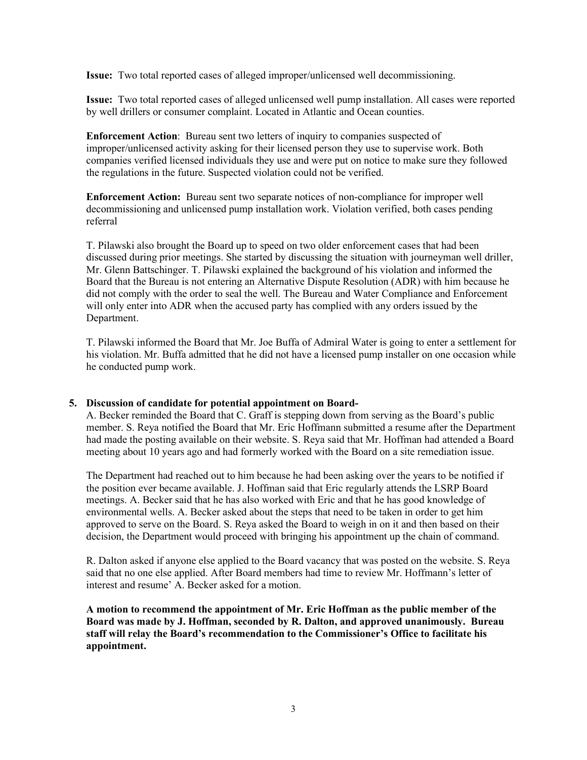**Issue:** Two total reported cases of alleged improper/unlicensed well decommissioning.

**Issue:** Two total reported cases of alleged unlicensed well pump installation. All cases were reported by well drillers or consumer complaint. Located in Atlantic and Ocean counties.

**Enforcement Action**: Bureau sent two letters of inquiry to companies suspected of improper/unlicensed activity asking for their licensed person they use to supervise work. Both companies verified licensed individuals they use and were put on notice to make sure they followed the regulations in the future. Suspected violation could not be verified.

**Enforcement Action:** Bureau sent two separate notices of non-compliance for improper well decommissioning and unlicensed pump installation work. Violation verified, both cases pending referral

T. Pilawski also brought the Board up to speed on two older enforcement cases that had been discussed during prior meetings. She started by discussing the situation with journeyman well driller, Mr. Glenn Battschinger. T. Pilawski explained the background of his violation and informed the Board that the Bureau is not entering an Alternative Dispute Resolution (ADR) with him because he did not comply with the order to seal the well. The Bureau and Water Compliance and Enforcement will only enter into ADR when the accused party has complied with any orders issued by the Department.

T. Pilawski informed the Board that Mr. Joe Buffa of Admiral Water is going to enter a settlement for his violation. Mr. Buffa admitted that he did not have a licensed pump installer on one occasion while he conducted pump work.

**5. Discussion of candidate for potential appointment on Board-**

A. Becker reminded the Board that C. Graff is stepping down from serving as the Board's public member. S. Reya notified the Board that Mr. Eric Hoffmann submitted a resume after the Department had made the posting available on their website. S. Reya said that Mr. Hoffman had attended a Board meeting about 10 years ago and had formerly worked with the Board on a site remediation issue.

The Department had reached out to him because he had been asking over the years to be notified if the position ever became available. J. Hoffman said that Eric regularly attends the LSRP Board meetings. A. Becker said that he has also worked with Eric and that he has good knowledge of environmental wells. A. Becker asked about the steps that need to be taken in order to get him approved to serve on the Board. S. Reya asked the Board to weigh in on it and then based on their decision, the Department would proceed with bringing his appointment up the chain of command.

R. Dalton asked if anyone else applied to the Board vacancy that was posted on the website. S. Reya said that no one else applied. After Board members had time to review Mr. Hoffmann's letter of interest and resume' A. Becker asked for a motion.

**A motion to recommend the appointment of Mr. Eric Hoffman as the public member of the Board was made by J. Hoffman, seconded by R. Dalton, and approved unanimously. Bureau staff will relay the Board's recommendation to the Commissioner's Office to facilitate his appointment.**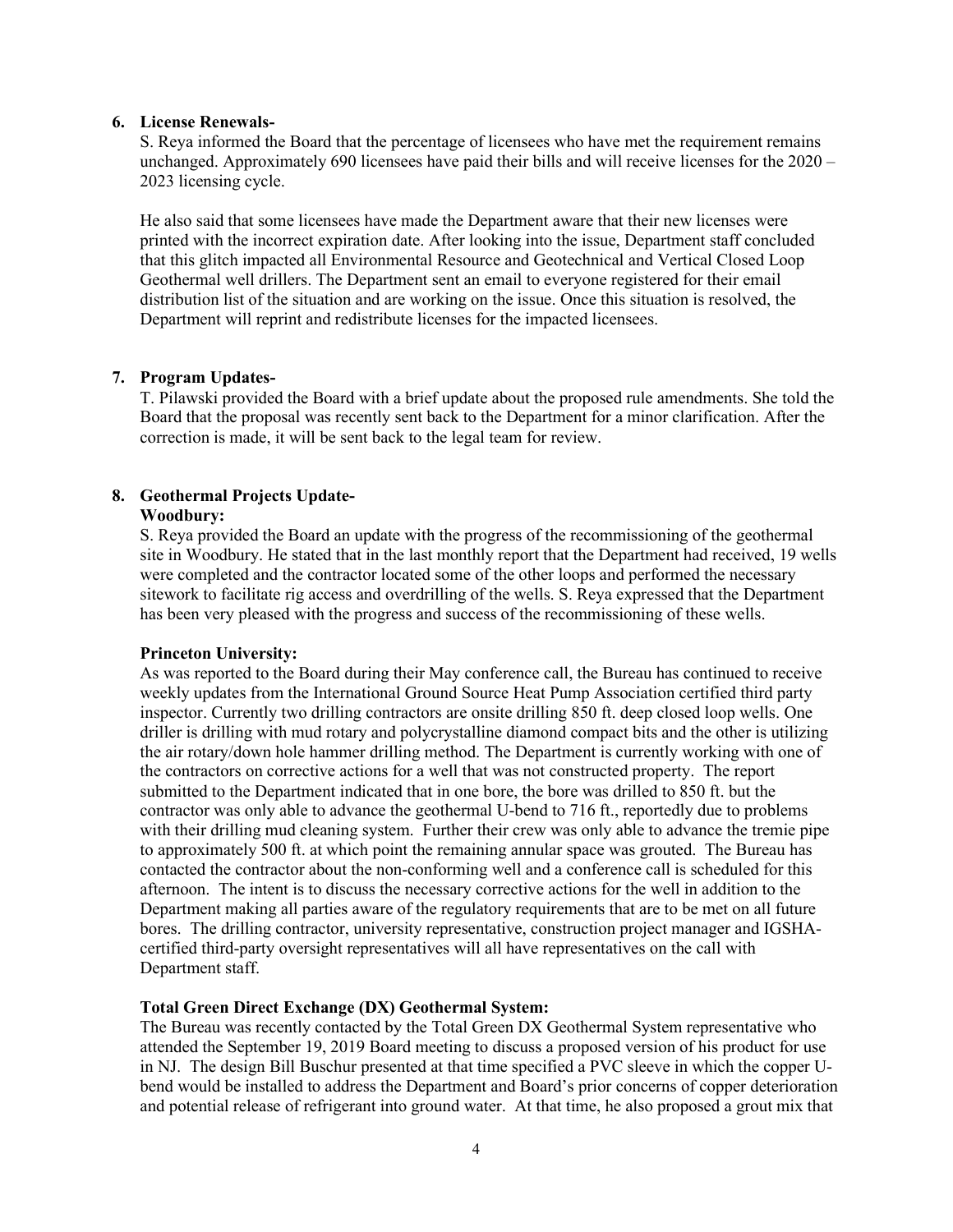**6. License Renewals-**

S. Reya informed the Board that the percentage of licensees who have met the requirement remains unchanged. Approximately 690 licensees have paid their bills and will receive licenses for the 2020 – 2023 licensing cycle.

He also said that some licensees have made the Department aware that their new licenses were printed with the incorrect expiration date. After looking into the issue, Department staff concluded that this glitch impacted all Environmental Resource and Geotechnical and Vertical Closed Loop Geothermal well drillers. The Department sent an email to everyone registered for their email distribution list of the situation and are working on the issue. Once this situation is resolved, the Department will reprint and redistribute licenses for the impacted licensees.

**7. Program Updates-**

T. Pilawski provided the Board with a brief update about the proposed rule amendments. She told the Board that the proposal was recently sent back to the Department for a minor clarification. After the correction is made, it will be sent back to the legal team for review.

**8. Geothermal Projects Update-**

**Woodbury:**

S. Reya provided the Board an update with the progress of the recommissioning of the geothermal site in Woodbury. He stated that in the last monthly report that the Department had received, 19 wells were completed and the contractor located some of the other loops and performed the necessary sitework to facilitate rig access and overdrilling of the wells. S. Reya expressed that the Department has been very pleased with the progress and success of the recommissioning of these wells.

**Princeton University:**

As was reported to the Board during their May conference call, the Bureau has continued to receive weekly updates from the International Ground Source Heat Pump Association certified third party inspector. Currently two drilling contractors are onsite drilling 850 ft. deep closed loop wells. One driller is drilling with mud rotary and polycrystalline diamond compact bits and the other is utilizing the air rotary/down hole hammer drilling method. The Department is currently working with one of the contractors on corrective actions for a well that was not constructed property. The report submitted to the Department indicated that in one bore, the bore was drilled to 850 ft. but the contractor was only able to advance the geothermal U-bend to 716 ft., reportedly due to problems with their drilling mud cleaning system. Further their crew was only able to advance the tremie pipe to approximately 500 ft. at which point the remaining annular space was grouted. The Bureau has contacted the contractor about the non-conforming well and a conference call is scheduled for this afternoon. The intent is to discuss the necessary corrective actions for the well in addition to the Department making all parties aware of the regulatory requirements that are to be met on all future bores. The drilling contractor, university representative, construction project manager and IGSHA-certified third-party oversight representatives will all have representatives on the call with Department staff.

**Total Green Direct Exchange (DX) Geothermal System:**

The Bureau was recently contacted by the Total Green DX Geothermal System representative who attended the September 19, 2019 Board meeting to discuss a proposed version of his product for use in NJ. The design Bill Buschur presented at that time specified a PVC sleeve in which the copper U-bend would be installed to address the Department and Board's prior concerns of copper deterioration and potential release of refrigerant into ground water. At that time, he also proposed a grout mix that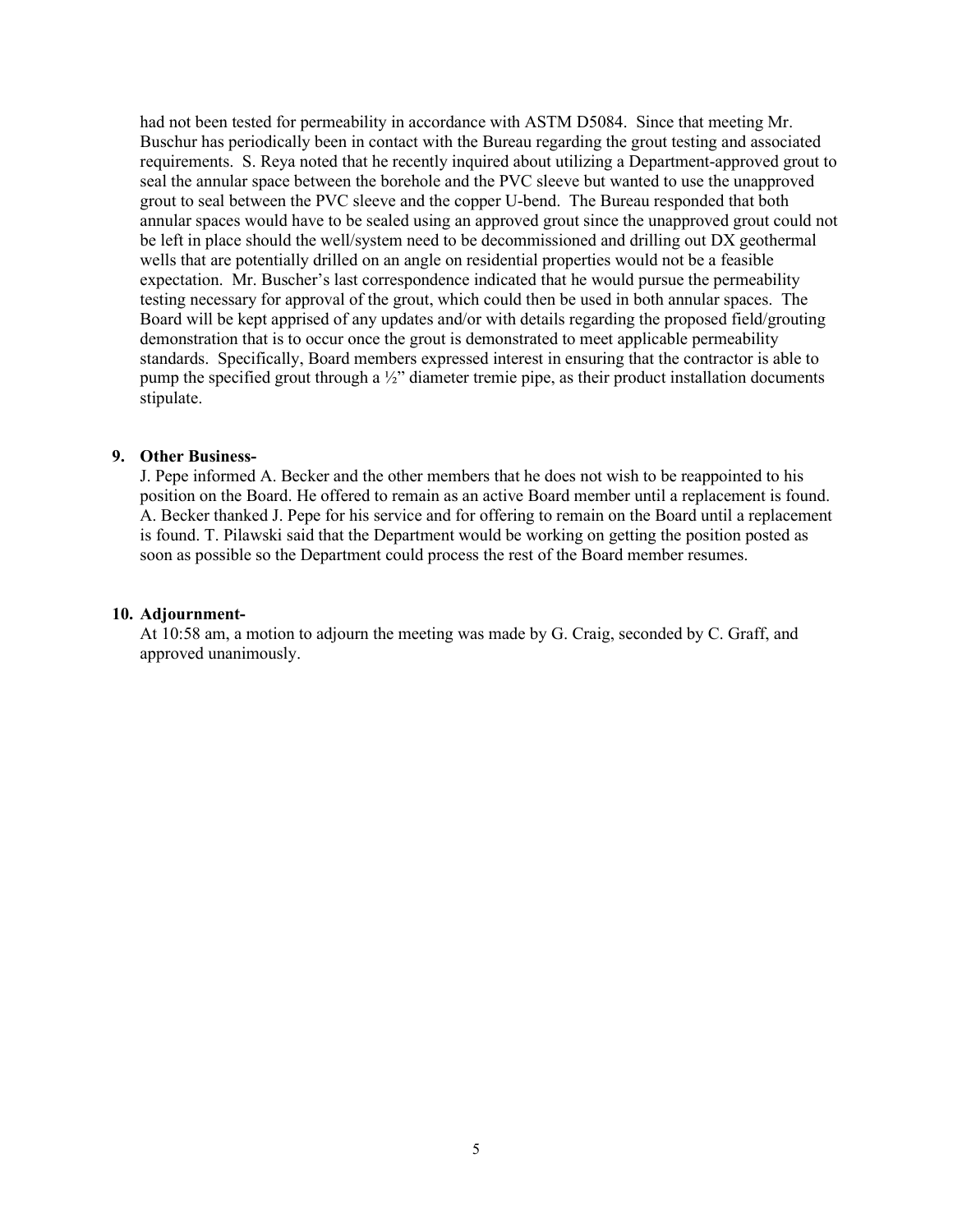had not been tested for permeability in accordance with ASTM D5084. Since that meeting Mr. Buschur has periodically been in contact with the Bureau regarding the grout testing and associated requirements. S. Reya noted that he recently inquired about utilizing a Department-approved grout to seal the annular space between the borehole and the PVC sleeve but wanted to use the unapproved grout to seal between the PVC sleeve and the copper U-bend. The Bureau responded that both annular spaces would have to be sealed using an approved grout since the unapproved grout could not be left in place should the well/system need to be decommissioned and drilling out DX geothermal wells that are potentially drilled on an angle on residential properties would not be a feasible expectation. Mr. Buscher's last correspondence indicated that he would pursue the permeability testing necessary for approval of the grout, which could then be used in both annular spaces. The Board will be kept apprised of any updates and/or with details regarding the proposed field/grouting demonstration that is to occur once the grout is demonstrated to meet applicable permeability standards. Specifically, Board members expressed interest in ensuring that the contractor is able to pump the specified grout through a ½" diameter tremie pipe, as their product installation documents stipulate.

**9. Other Business-**

J. Pepe informed A. Becker and the other members that he does not wish to be reappointed to his position on the Board. He offered to remain as an active Board member until a replacement is found. A. Becker thanked J. Pepe for his service and for offering to remain on the Board until a replacement is found. T. Pilawski said that the Department would be working on getting the position posted as soon as possible so the Department could process the rest of the Board member resumes.

**10. Adjournment-**

At 10:58 am, a motion to adjourn the meeting was made by G. Craig, seconded by C. Graff, and approved unanimously.